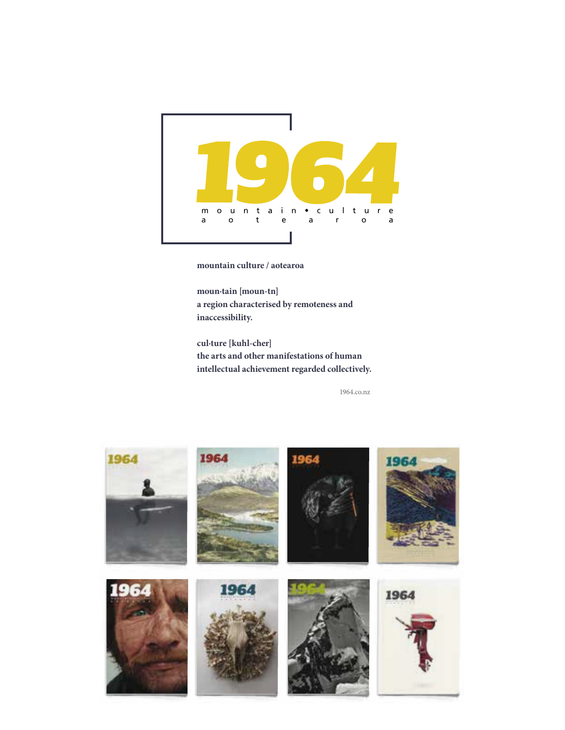# 1964

m o u n t a i n • c u l t u r e
a o t e a r o a

**mountain culture / aotearoa**

**moun·tain [moun-tn]**
**a region characterised by remoteness and inaccessibility.**

**cul·ture [kuhl-cher]**
**the arts and other manifestations of human intellectual achievement regarded collectively.**

1964.co.nz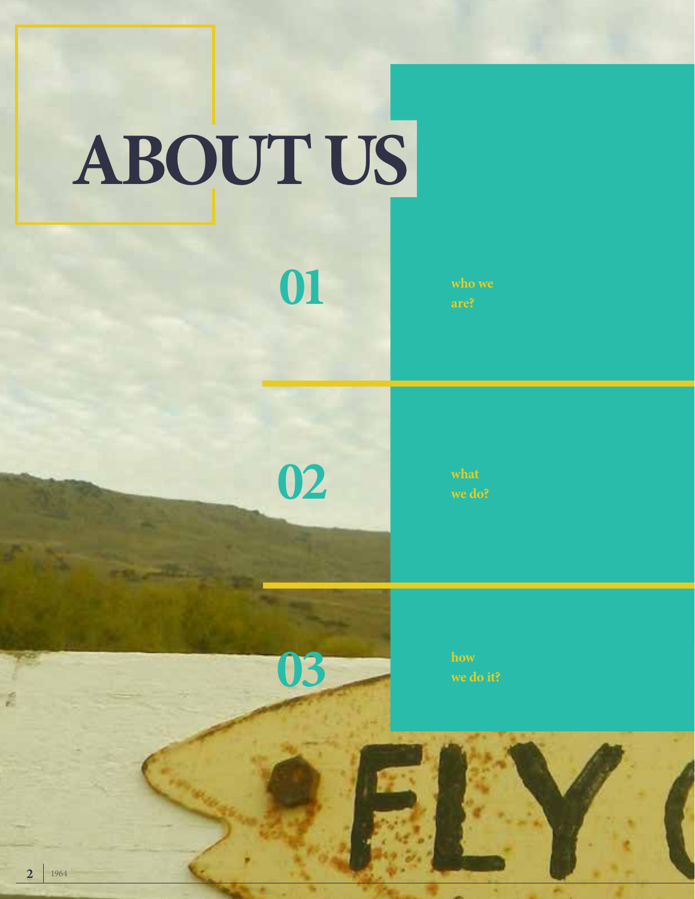# ABOUT US

## 01

who we are?

## 02

what we do?

## 03

how we do it?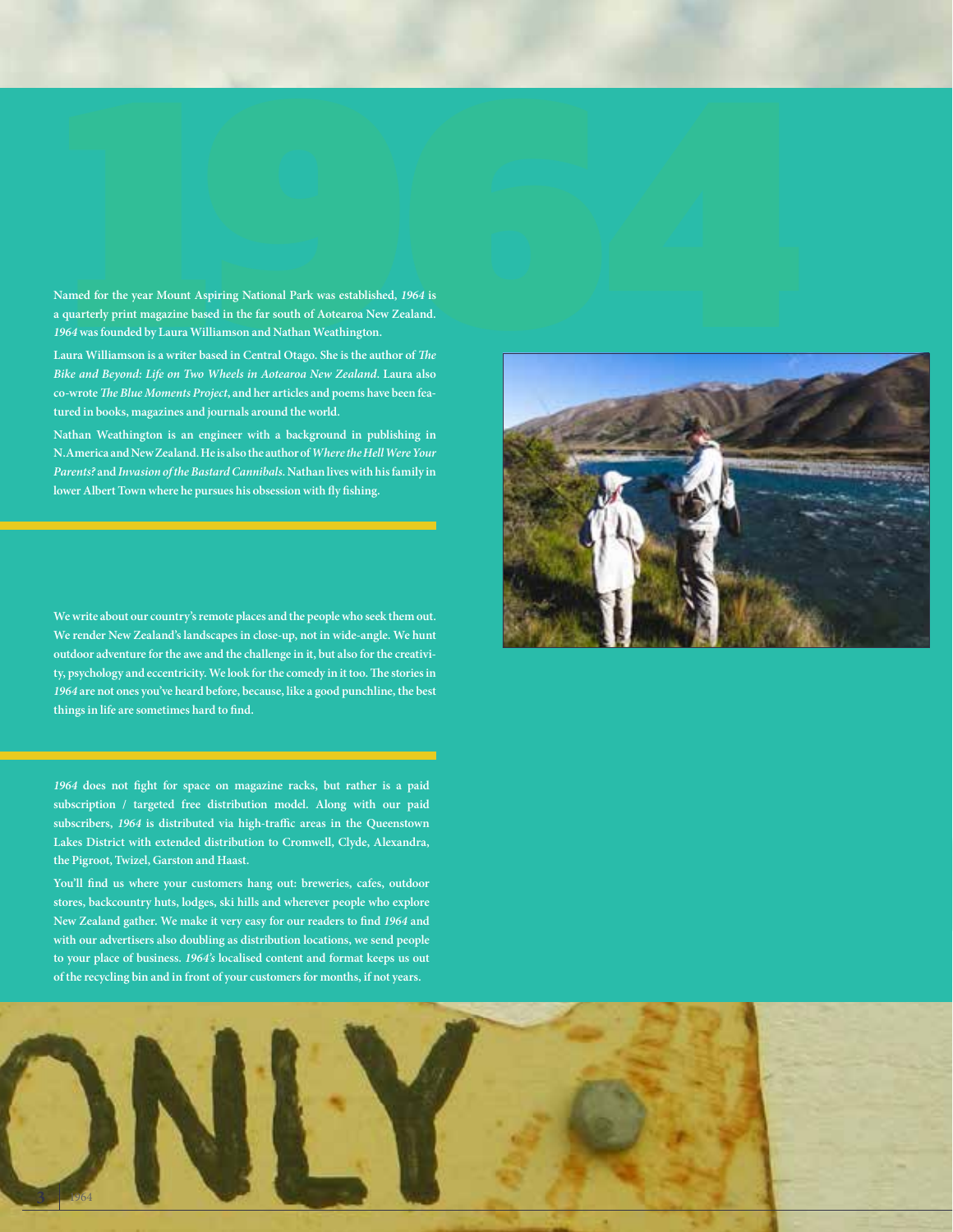# 1964

Named for the year Mount Aspiring National Park was established, *1964* is a quarterly print magazine based in the far south of Aotearoa New Zealand. *1964* was founded by Laura Williamson and Nathan Weathington.

Laura Williamson is a writer based in Central Otago. She is the author of *The Bike and Beyond: Life on Two Wheels in Aotearoa New Zealand*. Laura also co-wrote *The Blue Moments Project*, and her articles and poems have been featured in books, magazines and journals around the world.

Nathan Weathington is an engineer with a background in publishing in N.America and New Zealand. He is also the author of *Where the Hell Were Your Parents?* and *Invasion of the Bastard Cannibals*. Nathan lives with his family in lower Albert Town where he pursues his obsession with fly fishing.

---

We write about our country's remote places and the people who seek them out. We render New Zealand's landscapes in close-up, not in wide-angle. We hunt outdoor adventure for the awe and the challenge in it, but also for the creativity, psychology and eccentricity. We look for the comedy in it too. The stories in *1964* are not ones you've heard before, because, like a good punchline, the best things in life are sometimes hard to find.

---

*1964* does not fight for space on magazine racks, but rather is a paid subscription / targeted free distribution model. Along with our paid subscribers, *1964* is distributed via high-traffic areas in the Queenstown Lakes District with extended distribution to Cromwell, Clyde, Alexandra, the Pigroot, Twizel, Garston and Haast.

You'll find us where your customers hang out: breweries, cafes, outdoor stores, backcountry huts, lodges, ski hills and wherever people who explore New Zealand gather. We make it very easy for our readers to find *1964* and with our advertisers also doubling as distribution locations, we send people to your place of business. *1964's* localised content and format keeps us out of the recycling bin and in front of your customers for months, if not years.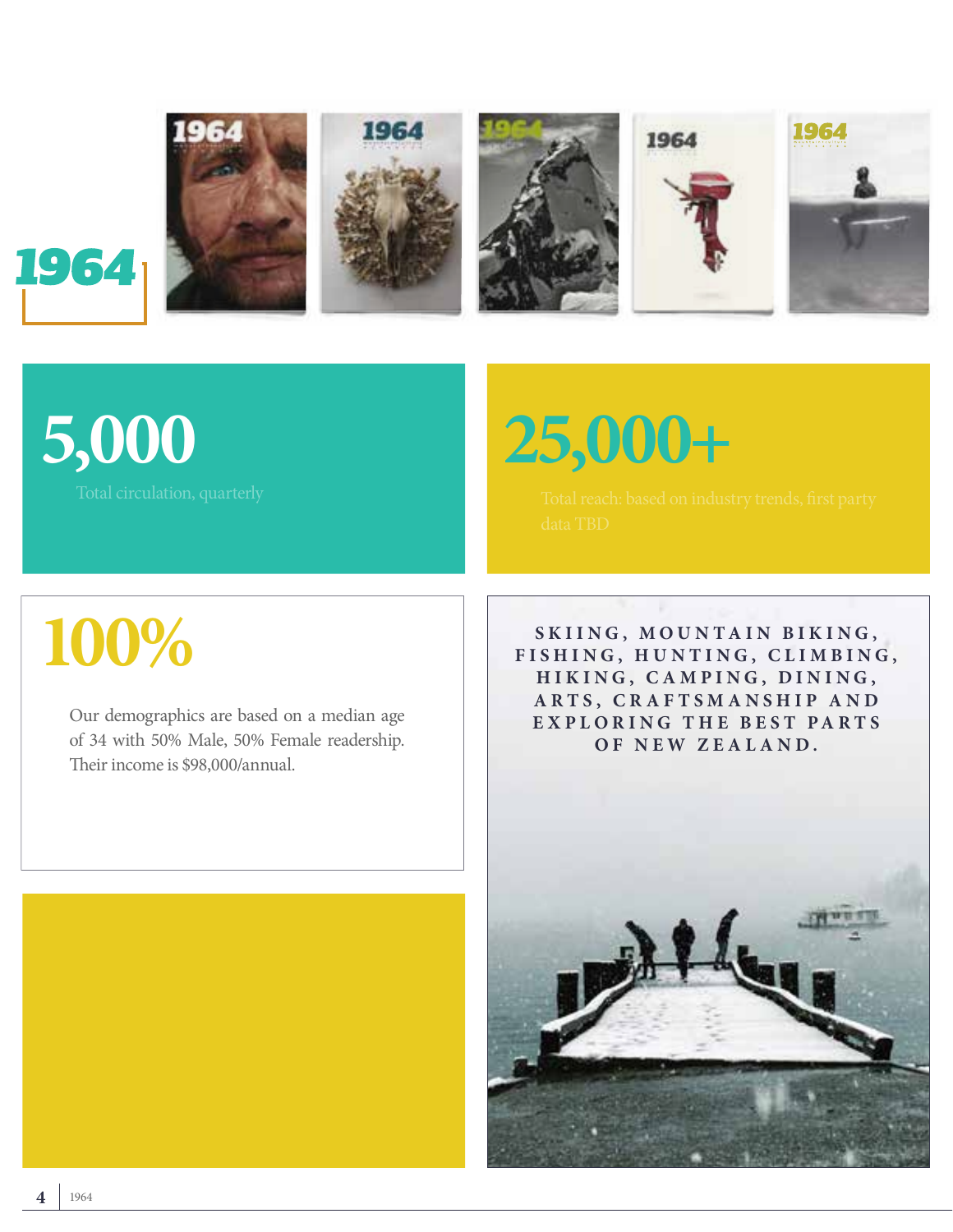# 1964

## 5,000

Total circulation, quarterly

## 25,000+

Total reach: based on industry trends, first party data TBD

## 100%

Our demographics are based on a median age of 34 with 50% Male, 50% Female readership. Their income is $98,000/annual.

SKIING, MOUNTAIN BIKING, FISHING, HUNTING, CLIMBING, HIKING, CAMPING, DINING, ARTS, CRAFTSMANSHIP AND EXPLORING THE BEST PARTS OF NEW ZEALAND.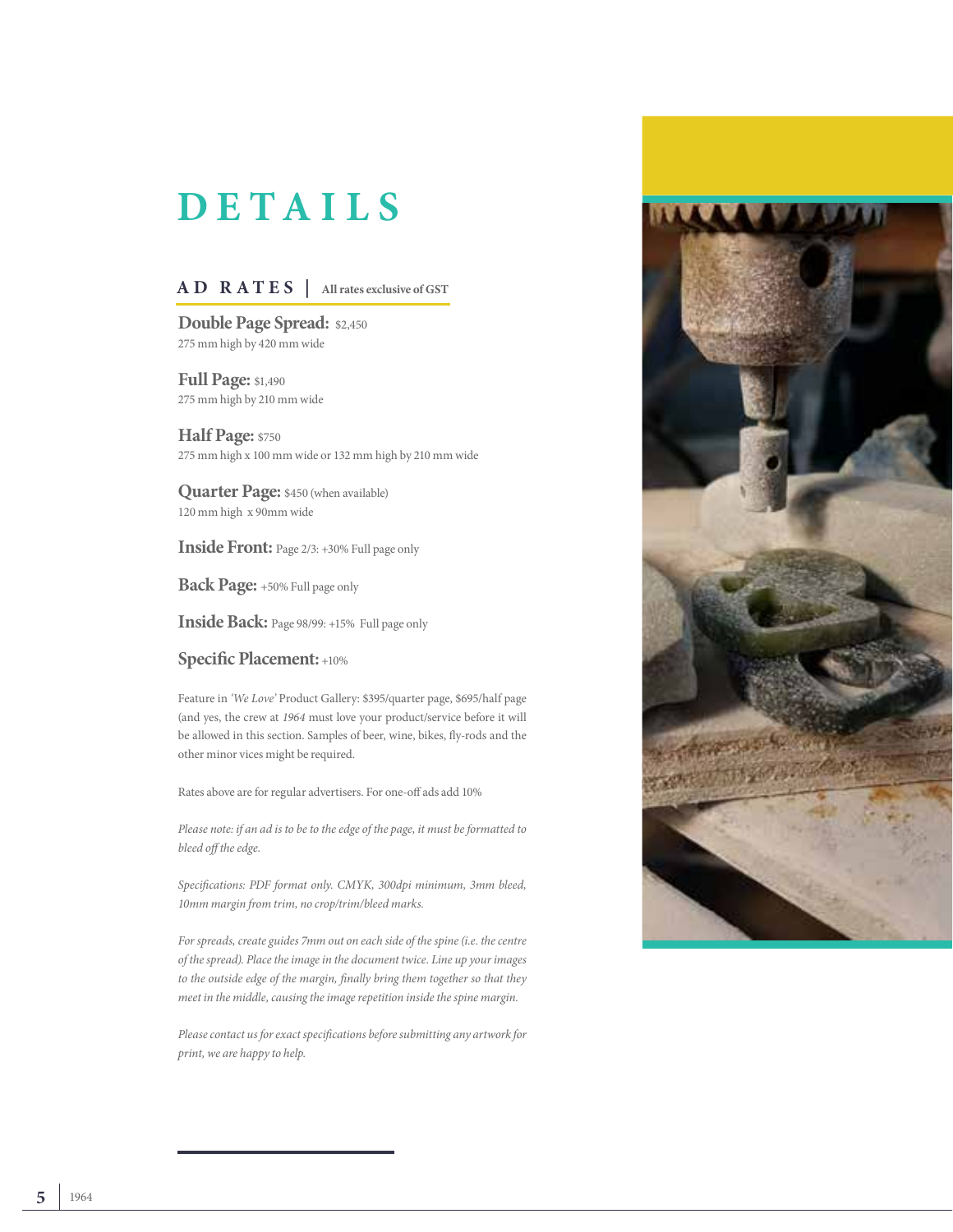# DETAILS

## AD RATES | All rates exclusive of GST

**Double Page Spread:** $2,450
275 mm high by 420 mm wide

**Full Page:** $1,490
275 mm high by 210 mm wide

**Half Page:** $750
275 mm high x 100 mm wide or 132 mm high by 210 mm wide

**Quarter Page:** $450 (when available)
120 mm high x 90mm wide

**Inside Front:** Page 2/3: +30% Full page only

**Back Page:** +50% Full page only

**Inside Back:** Page 98/99: +15% Full page only

**Specific Placement:** +10%

Feature in *'We Love'* Product Gallery: $395/quarter page, $695/half page (and yes, the crew at *1964* must love your product/service before it will be allowed in this section. Samples of beer, wine, bikes, fly-rods and the other minor vices might be required.

Rates above are for regular advertisers. For one-off ads add 10%

*Please note: if an ad is to be to the edge of the page, it must be formatted to bleed off the edge.*

*Specifications: PDF format only. CMYK, 300dpi minimum, 3mm bleed, 10mm margin from trim, no crop/trim/bleed marks.*

*For spreads, create guides 7mm out on each side of the spine (i.e. the centre of the spread). Place the image in the document twice. Line up your images to the outside edge of the margin, finally bring them together so that they meet in the middle, causing the image repetition inside the spine margin.*

*Please contact us for exact specifications before submitting any artwork for print, we are happy to help.*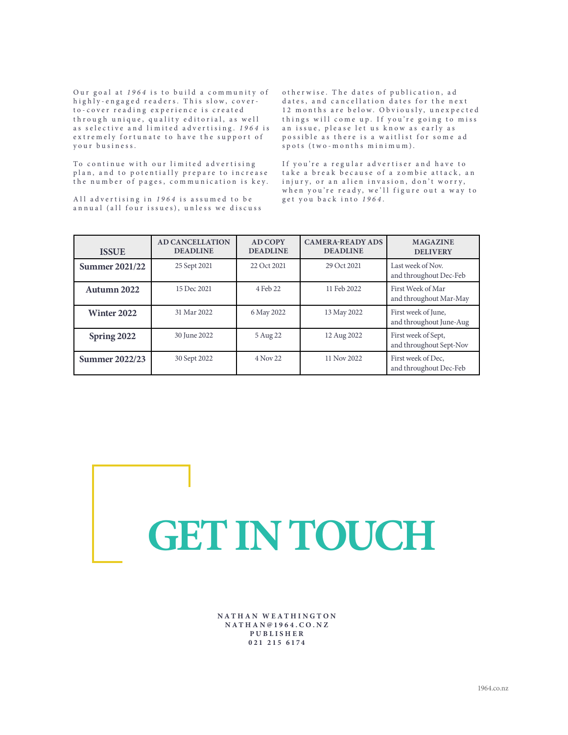Our goal at *1964* is to build a community of highly-engaged readers. This slow, cover-to-cover reading experience is created through unique, quality editorial, as well as selective and limited advertising. *1964* is extremely fortunate to have the support of your business.

To continue with our limited advertising plan, and to potentially prepare to increase the number of pages, communication is key.

All advertising in *1964* is assumed to be annual (all four issues), unless we discuss otherwise. The dates of publication, ad dates, and cancellation dates for the next 12 months are below. Obviously, unexpected things will come up. If you're going to miss an issue, please let us know as early as possible as there is a waitlist for some ad spots (two-months minimum).

If you're a regular advertiser and have to take a break because of a zombie attack, an injury, or an alien invasion, don't worry, when you're ready, we'll figure out a way to get you back into *1964*.

| ISSUE | AD CANCELLATION DEADLINE | AD COPY DEADLINE | CAMERA-READY ADS DEADLINE | MAGAZINE DELIVERY |
|---|---|---|---|---|
| **Summer 2021/22** | 25 Sept 2021 | 22 Oct 2021 | 29 Oct 2021 | Last week of Nov. and throughout Dec-Feb |
| **Autumn 2022** | 15 Dec 2021 | 4 Feb 22 | 11 Feb 2022 | First Week of Mar and throughout Mar-May |
| **Winter 2022** | 31 Mar 2022 | 6 May 2022 | 13 May 2022 | First week of June, and throughout June-Aug |
| **Spring 2022** | 30 June 2022 | 5 Aug 22 | 12 Aug 2022 | First week of Sept, and throughout Sept-Nov |
| **Summer 2022/23** | 30 Sept 2022 | 4 Nov 22 | 11 Nov 2022 | First week of Dec, and throughout Dec-Feb |

# GET IN TOUCH

**NATHAN WEATHINGTON**
**NATHAN@1964.CO.NZ**
**PUBLISHER**
**021 215 6174**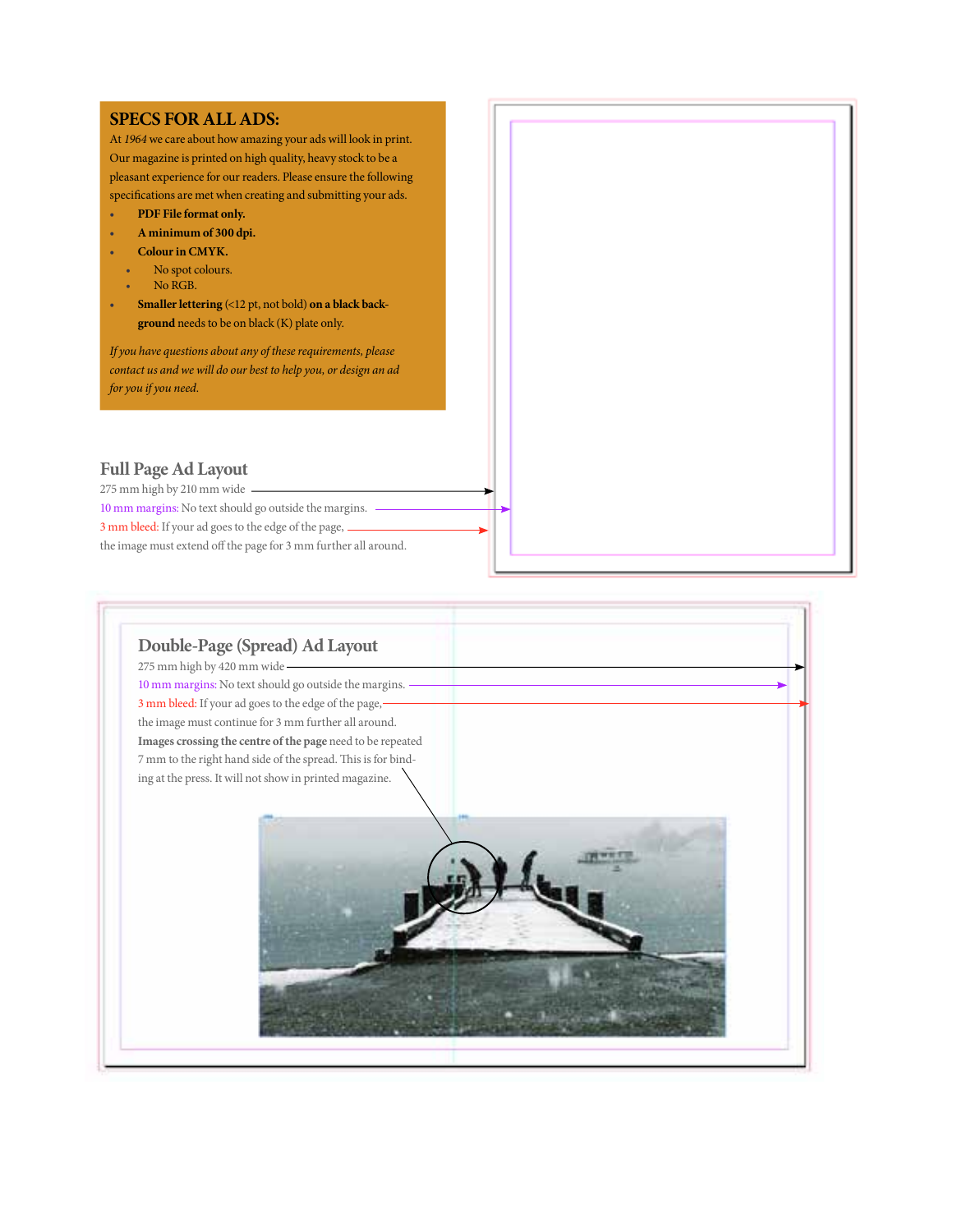## SPECS FOR ALL ADS:

At *1964* we care about how amazing your ads will look in print. Our magazine is printed on high quality, heavy stock to be a pleasant experience for our readers. Please ensure the following specifications are met when creating and submitting your ads.

- **PDF File format only.**
- **A minimum of 300 dpi.**
- **Colour in CMYK.**
    - No spot colours.
    - No RGB.
- **Smaller lettering** (<12 pt, not bold) **on a black background** needs to be on black (K) plate only.

*If you have questions about any of these requirements, please contact us and we will do our best to help you, or design an ad for you if you need.*

### Full Page Ad Layout

275 mm high by 210 mm wide

10 mm margins: No text should go outside the margins.

3 mm bleed: If your ad goes to the edge of the page, the image must extend off the page for 3 mm further all around.

### Double-Page (Spread) Ad Layout

275 mm high by 420 mm wide

10 mm margins: No text should go outside the margins.

3 mm bleed: If your ad goes to the edge of the page, the image must continue for 3 mm further all around.

**Images crossing the centre of the page** need to be repeated 7 mm to the right hand side of the spread. This is for binding at the press. It will not show in printed magazine.